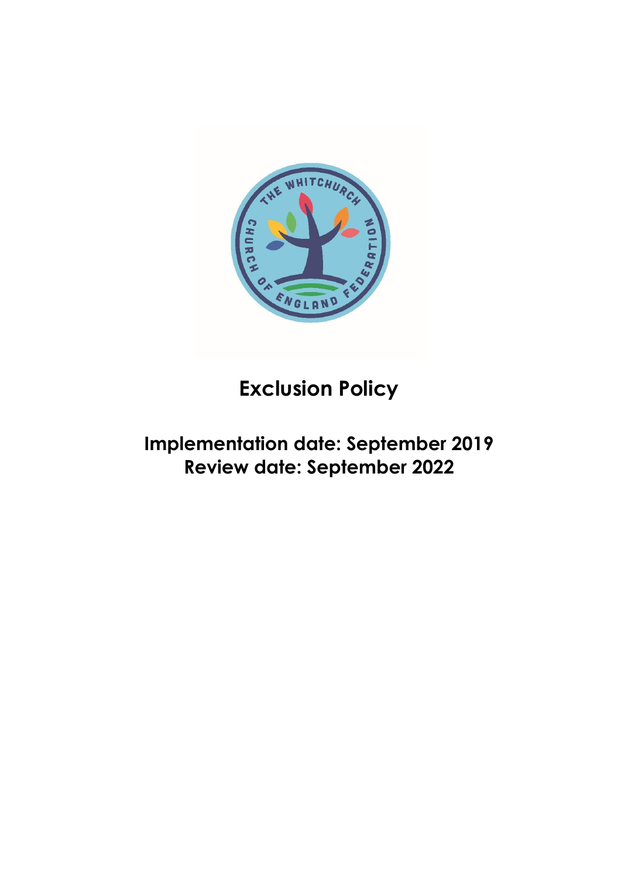# Exclusion Policy

## Implementation date: September 2019
## Review date: September 2022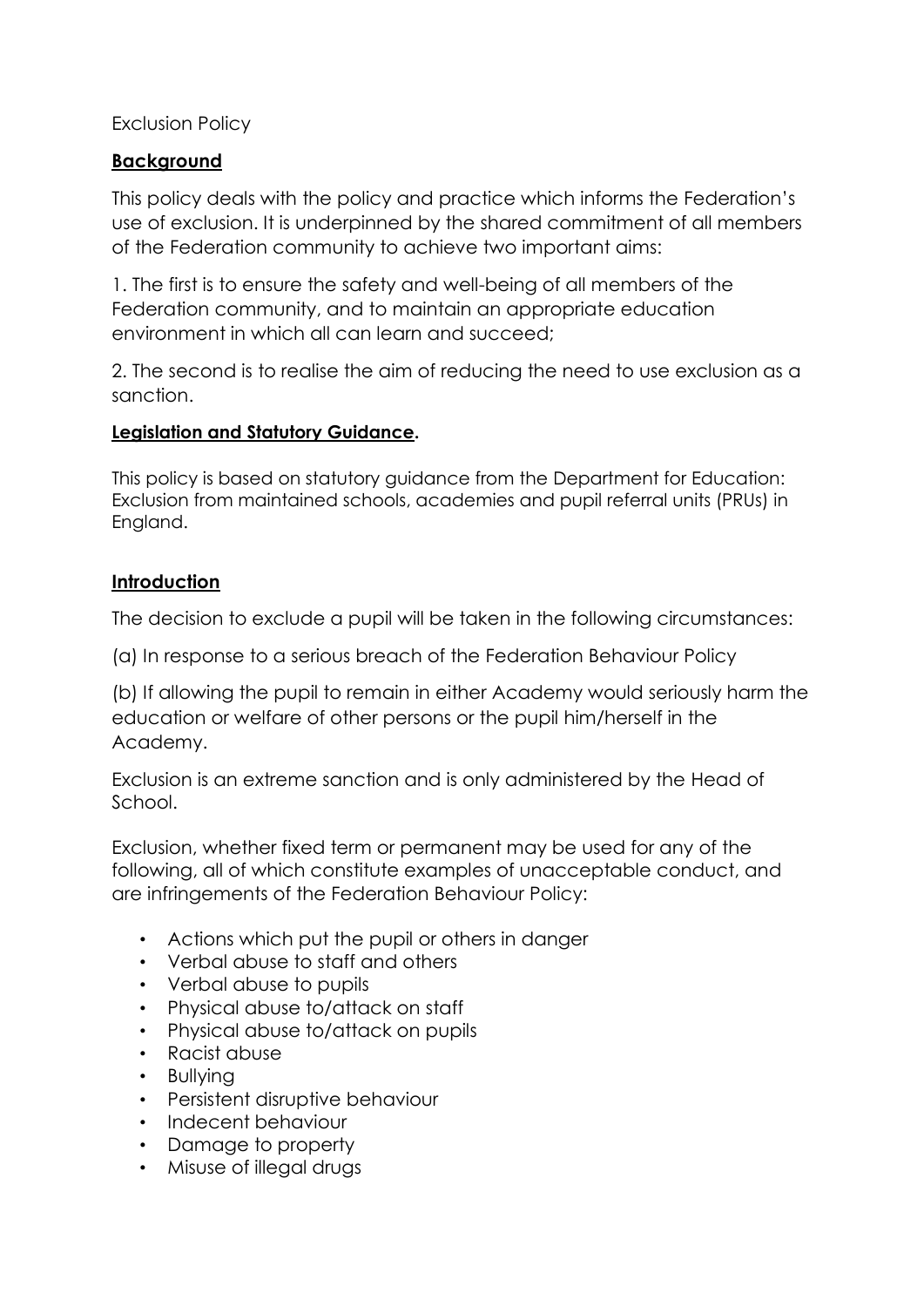Exclusion Policy

## Background

This policy deals with the policy and practice which informs the Federation's use of exclusion. It is underpinned by the shared commitment of all members of the Federation community to achieve two important aims:

1. The first is to ensure the safety and well-being of all members of the Federation community, and to maintain an appropriate education environment in which all can learn and succeed;

2. The second is to realise the aim of reducing the need to use exclusion as a sanction.

## Legislation and Statutory Guidance.

This policy is based on statutory guidance from the Department for Education: Exclusion from maintained schools, academies and pupil referral units (PRUs) in England.

## Introduction

The decision to exclude a pupil will be taken in the following circumstances:

(a) In response to a serious breach of the Federation Behaviour Policy

(b) If allowing the pupil to remain in either Academy would seriously harm the education or welfare of other persons or the pupil him/herself in the Academy.

Exclusion is an extreme sanction and is only administered by the Head of School.

Exclusion, whether fixed term or permanent may be used for any of the following, all of which constitute examples of unacceptable conduct, and are infringements of the Federation Behaviour Policy:

- Actions which put the pupil or others in danger
- Verbal abuse to staff and others
- Verbal abuse to pupils
- Physical abuse to/attack on staff
- Physical abuse to/attack on pupils
- Racist abuse
- Bullying
- Persistent disruptive behaviour
- Indecent behaviour
- Damage to property
- Misuse of illegal drugs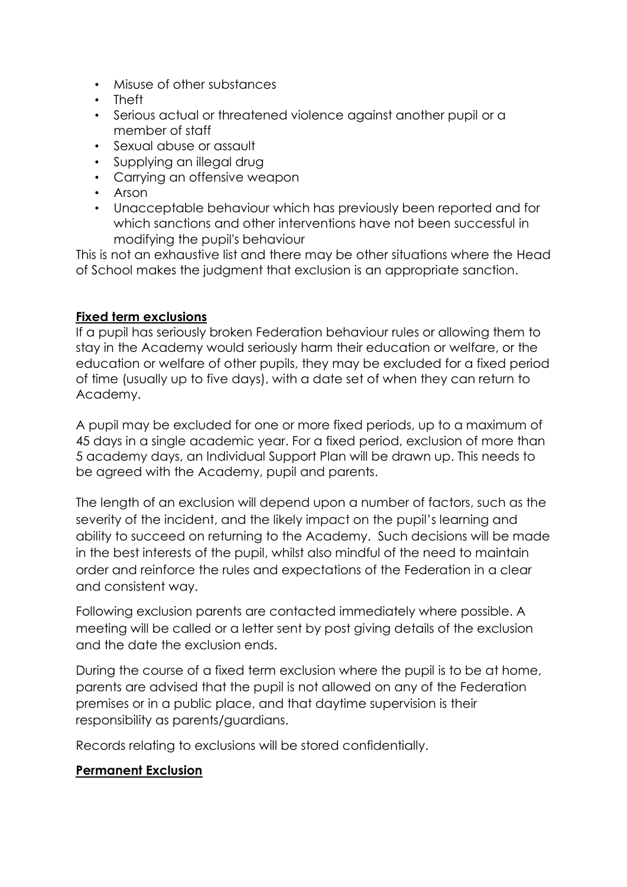- Misuse of other substances
- Theft
- Serious actual or threatened violence against another pupil or a member of staff
- Sexual abuse or assault
- Supplying an illegal drug
- Carrying an offensive weapon
- Arson
- Unacceptable behaviour which has previously been reported and for which sanctions and other interventions have not been successful in modifying the pupil's behaviour

This is not an exhaustive list and there may be other situations where the Head of School makes the judgment that exclusion is an appropriate sanction.

**Fixed term exclusions**

If a pupil has seriously broken Federation behaviour rules or allowing them to stay in the Academy would seriously harm their education or welfare, or the education or welfare of other pupils, they may be excluded for a fixed period of time (usually up to five days), with a date set of when they can return to Academy.

A pupil may be excluded for one or more fixed periods, up to a maximum of 45 days in a single academic year. For a fixed period, exclusion of more than 5 academy days, an Individual Support Plan will be drawn up. This needs to be agreed with the Academy, pupil and parents.

The length of an exclusion will depend upon a number of factors, such as the severity of the incident, and the likely impact on the pupil's learning and ability to succeed on returning to the Academy. Such decisions will be made in the best interests of the pupil, whilst also mindful of the need to maintain order and reinforce the rules and expectations of the Federation in a clear and consistent way.

Following exclusion parents are contacted immediately where possible. A meeting will be called or a letter sent by post giving details of the exclusion and the date the exclusion ends.

During the course of a fixed term exclusion where the pupil is to be at home, parents are advised that the pupil is not allowed on any of the Federation premises or in a public place, and that daytime supervision is their responsibility as parents/guardians.

Records relating to exclusions will be stored confidentially.

**Permanent Exclusion**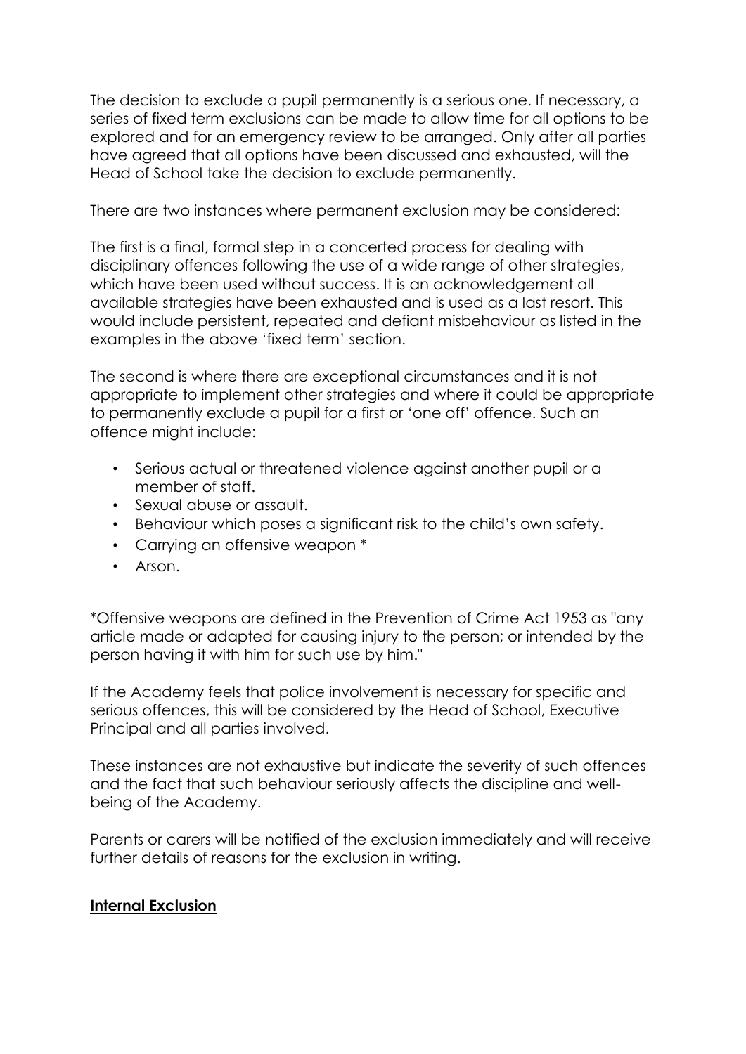The decision to exclude a pupil permanently is a serious one. If necessary, a series of fixed term exclusions can be made to allow time for all options to be explored and for an emergency review to be arranged. Only after all parties have agreed that all options have been discussed and exhausted, will the Head of School take the decision to exclude permanently.

There are two instances where permanent exclusion may be considered:

The first is a final, formal step in a concerted process for dealing with disciplinary offences following the use of a wide range of other strategies, which have been used without success. It is an acknowledgement all available strategies have been exhausted and is used as a last resort. This would include persistent, repeated and defiant misbehaviour as listed in the examples in the above 'fixed term' section.

The second is where there are exceptional circumstances and it is not appropriate to implement other strategies and where it could be appropriate to permanently exclude a pupil for a first or 'one off' offence. Such an offence might include:

- Serious actual or threatened violence against another pupil or a member of staff.
- Sexual abuse or assault.
- Behaviour which poses a significant risk to the child's own safety.
- Carrying an offensive weapon *
- Arson.

*Offensive weapons are defined in the Prevention of Crime Act 1953 as "any article made or adapted for causing injury to the person; or intended by the person having it with him for such use by him."

If the Academy feels that police involvement is necessary for specific and serious offences, this will be considered by the Head of School, Executive Principal and all parties involved.

These instances are not exhaustive but indicate the severity of such offences and the fact that such behaviour seriously affects the discipline and well-being of the Academy.

Parents or carers will be notified of the exclusion immediately and will receive further details of reasons for the exclusion in writing.

## Internal Exclusion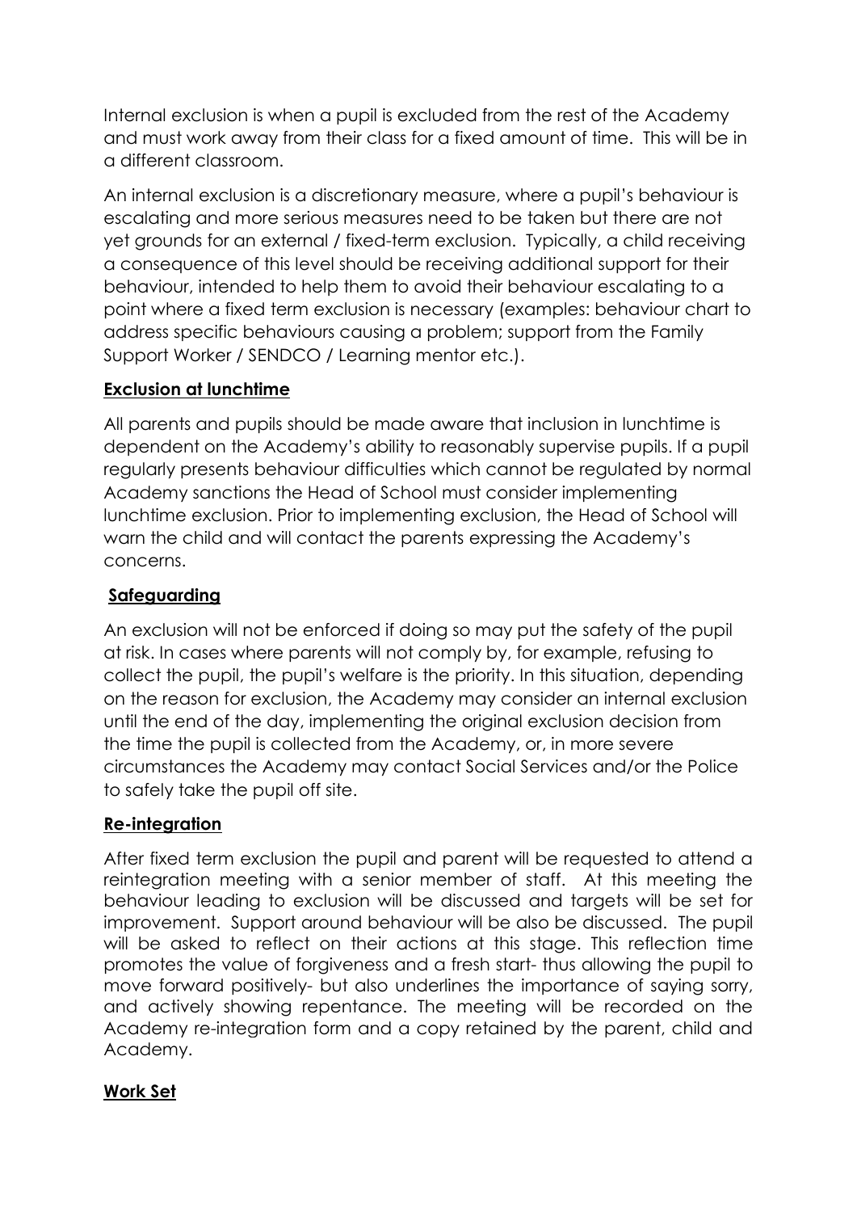Internal exclusion is when a pupil is excluded from the rest of the Academy and must work away from their class for a fixed amount of time. This will be in a different classroom.

An internal exclusion is a discretionary measure, where a pupil's behaviour is escalating and more serious measures need to be taken but there are not yet grounds for an external / fixed-term exclusion. Typically, a child receiving a consequence of this level should be receiving additional support for their behaviour, intended to help them to avoid their behaviour escalating to a point where a fixed term exclusion is necessary (examples: behaviour chart to address specific behaviours causing a problem; support from the Family Support Worker / SENDCO / Learning mentor etc.).

**Exclusion at lunchtime**

All parents and pupils should be made aware that inclusion in lunchtime is dependent on the Academy's ability to reasonably supervise pupils. If a pupil regularly presents behaviour difficulties which cannot be regulated by normal Academy sanctions the Head of School must consider implementing lunchtime exclusion. Prior to implementing exclusion, the Head of School will warn the child and will contact the parents expressing the Academy's concerns.

**Safeguarding**

An exclusion will not be enforced if doing so may put the safety of the pupil at risk. In cases where parents will not comply by, for example, refusing to collect the pupil, the pupil's welfare is the priority. In this situation, depending on the reason for exclusion, the Academy may consider an internal exclusion until the end of the day, implementing the original exclusion decision from the time the pupil is collected from the Academy, or, in more severe circumstances the Academy may contact Social Services and/or the Police to safely take the pupil off site.

**Re-integration**

After fixed term exclusion the pupil and parent will be requested to attend a reintegration meeting with a senior member of staff. At this meeting the behaviour leading to exclusion will be discussed and targets will be set for improvement. Support around behaviour will be also be discussed. The pupil will be asked to reflect on their actions at this stage. This reflection time promotes the value of forgiveness and a fresh start- thus allowing the pupil to move forward positively- but also underlines the importance of saying sorry, and actively showing repentance. The meeting will be recorded on the Academy re-integration form and a copy retained by the parent, child and Academy.

**Work Set**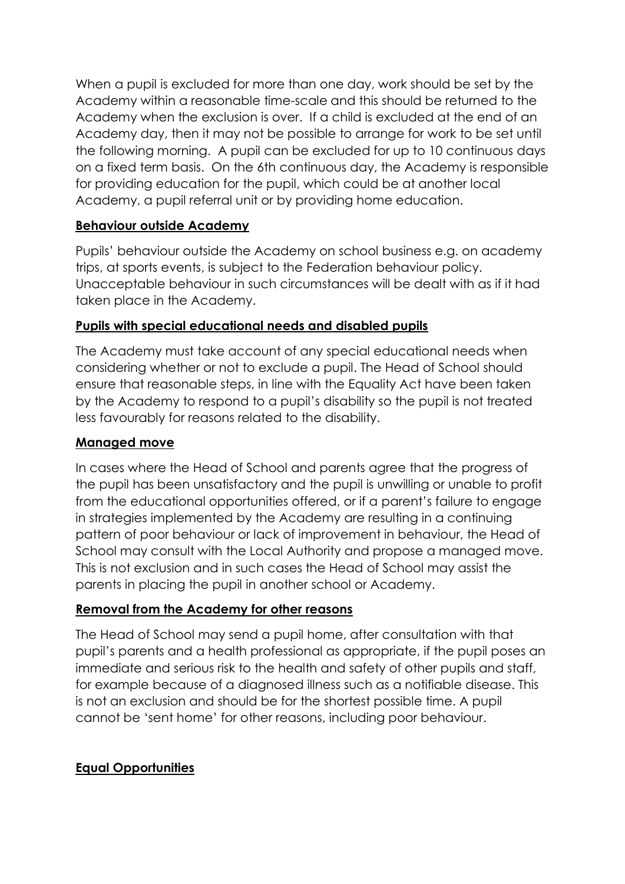When a pupil is excluded for more than one day, work should be set by the Academy within a reasonable time-scale and this should be returned to the Academy when the exclusion is over. If a child is excluded at the end of an Academy day, then it may not be possible to arrange for work to be set until the following morning. A pupil can be excluded for up to 10 continuous days on a fixed term basis. On the 6th continuous day, the Academy is responsible for providing education for the pupil, which could be at another local Academy, a pupil referral unit or by providing home education.

## Behaviour outside Academy

Pupils' behaviour outside the Academy on school business e.g. on academy trips, at sports events, is subject to the Federation behaviour policy. Unacceptable behaviour in such circumstances will be dealt with as if it had taken place in the Academy.

## Pupils with special educational needs and disabled pupils

The Academy must take account of any special educational needs when considering whether or not to exclude a pupil. The Head of School should ensure that reasonable steps, in line with the Equality Act have been taken by the Academy to respond to a pupil's disability so the pupil is not treated less favourably for reasons related to the disability.

## Managed move

In cases where the Head of School and parents agree that the progress of the pupil has been unsatisfactory and the pupil is unwilling or unable to profit from the educational opportunities offered, or if a parent's failure to engage in strategies implemented by the Academy are resulting in a continuing pattern of poor behaviour or lack of improvement in behaviour, the Head of School may consult with the Local Authority and propose a managed move. This is not exclusion and in such cases the Head of School may assist the parents in placing the pupil in another school or Academy.

## Removal from the Academy for other reasons

The Head of School may send a pupil home, after consultation with that pupil's parents and a health professional as appropriate, if the pupil poses an immediate and serious risk to the health and safety of other pupils and staff, for example because of a diagnosed illness such as a notifiable disease. This is not an exclusion and should be for the shortest possible time. A pupil cannot be 'sent home' for other reasons, including poor behaviour.

## Equal Opportunities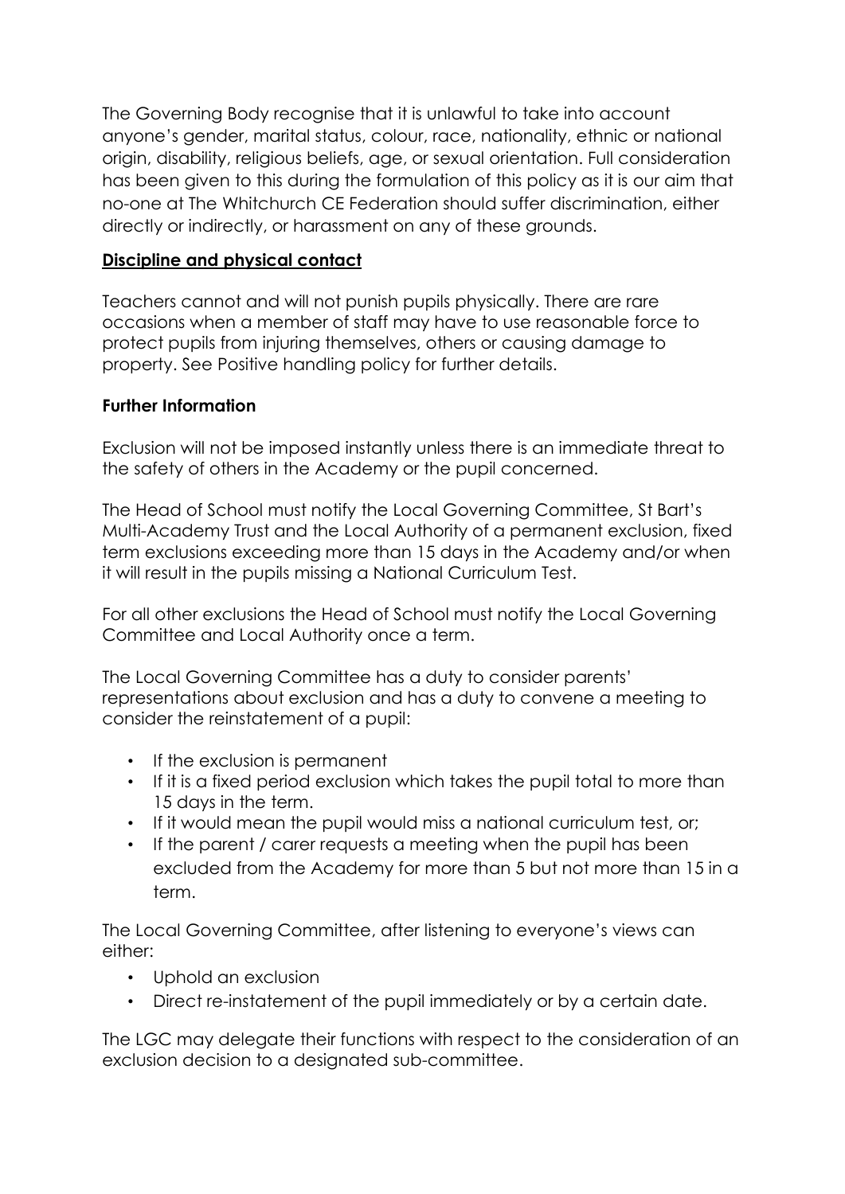The Governing Body recognise that it is unlawful to take into account anyone's gender, marital status, colour, race, nationality, ethnic or national origin, disability, religious beliefs, age, or sexual orientation. Full consideration has been given to this during the formulation of this policy as it is our aim that no-one at The Whitchurch CE Federation should suffer discrimination, either directly or indirectly, or harassment on any of these grounds.

**Discipline and physical contact**

Teachers cannot and will not punish pupils physically. There are rare occasions when a member of staff may have to use reasonable force to protect pupils from injuring themselves, others or causing damage to property. See Positive handling policy for further details.

**Further Information**

Exclusion will not be imposed instantly unless there is an immediate threat to the safety of others in the Academy or the pupil concerned.

The Head of School must notify the Local Governing Committee, St Bart's Multi-Academy Trust and the Local Authority of a permanent exclusion, fixed term exclusions exceeding more than 15 days in the Academy and/or when it will result in the pupils missing a National Curriculum Test.

For all other exclusions the Head of School must notify the Local Governing Committee and Local Authority once a term.

The Local Governing Committee has a duty to consider parents' representations about exclusion and has a duty to convene a meeting to consider the reinstatement of a pupil:

- If the exclusion is permanent
- If it is a fixed period exclusion which takes the pupil total to more than 15 days in the term.
- If it would mean the pupil would miss a national curriculum test, or;
- If the parent / carer requests a meeting when the pupil has been excluded from the Academy for more than 5 but not more than 15 in a term.

The Local Governing Committee, after listening to everyone's views can either:

- Uphold an exclusion
- Direct re-instatement of the pupil immediately or by a certain date.

The LGC may delegate their functions with respect to the consideration of an exclusion decision to a designated sub-committee.